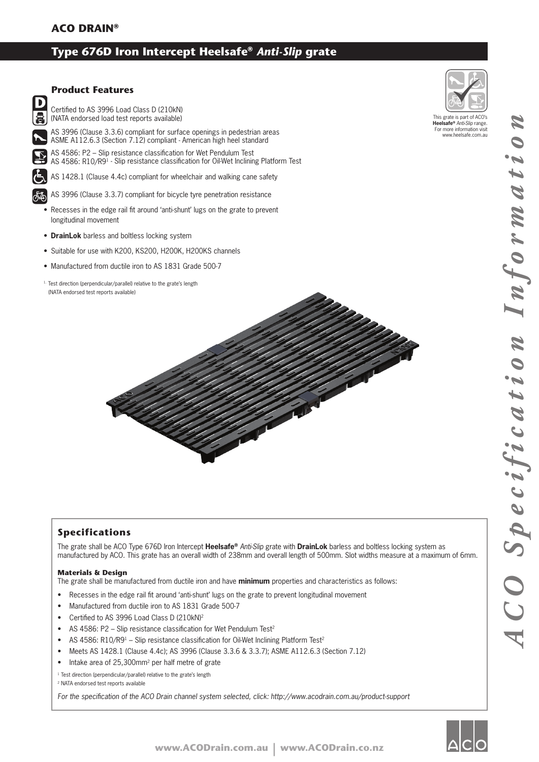**ACO DRAIN®**

# Type 676D Iron Intercept Heelsafe® *Anti-Slip* grate

## Product Features

Certified to AS 3996 Load Class D (210kN)
(NATA endorsed load test reports available)

AS 3996 (Clause 3.3.6) compliant for surface openings in pedestrian areas
ASME A112.6.3 (Section 7.12) compliant - American high heel standard

AS 4586: P2 – Slip resistance classification for Wet Pendulum Test
AS 4586: R10/R9[1] - Slip resistance classification for Oil-Wet Inclining Platform Test

AS 1428.1 (Clause 4.4c) compliant for wheelchair and walking cane safety

AS 3996 (Clause 3.3.7) compliant for bicycle tyre penetration resistance

- Recesses in the edge rail fit around 'anti-shunt' lugs on the grate to prevent longitudinal movement
- **DrainLok** barless and boltless locking system
- Suitable for use with K200, KS200, H200K, H200KS channels
- Manufactured from ductile iron to AS 1831 Grade 500-7

[1.] Test direction (perpendicular/parallel) relative to the grate's length
(NATA endorsed test reports available)

This grate is part of ACO's **Heelsafe®** *Anti-Slip* range. For more information visit www.heelsafe.com.au

## Specifications

The grate shall be ACO Type 676D Iron Intercept **Heelsafe®** *Anti-Slip* grate with **DrainLok** barless and boltless locking system as manufactured by ACO. This grate has an overall width of 238mm and overall length of 500mm. Slot widths measure at a maximum of 6mm.

### Materials & Design

The grate shall be manufactured from ductile iron and have **minimum** properties and characteristics as follows:

- Recesses in the edge rail fit around 'anti-shunt' lugs on the grate to prevent longitudinal movement
- Manufactured from ductile iron to AS 1831 Grade 500-7
- Certified to AS 3996 Load Class D (210kN)[2]
- AS 4586: P2 – Slip resistance classification for Wet Pendulum Test[2]
- AS 4586: R10/R9[1] – Slip resistance classification for Oil-Wet Inclining Platform Test[2]
- Meets AS 1428.1 (Clause 4.4c); AS 3996 (Clause 3.3.6 & 3.3.7); ASME A112.6.3 (Section 7.12)
- Intake area of 25,300mm² per half metre of grate

[1] Test direction (perpendicular/parallel) relative to the grate's length
[2] NATA endorsed test reports available

*For the specification of the ACO Drain channel system selected, click: http://www.acodrain.com.au/product-support*

*ACO Specification Information*

www.ACODrain.com.au | www.ACODrain.co.nz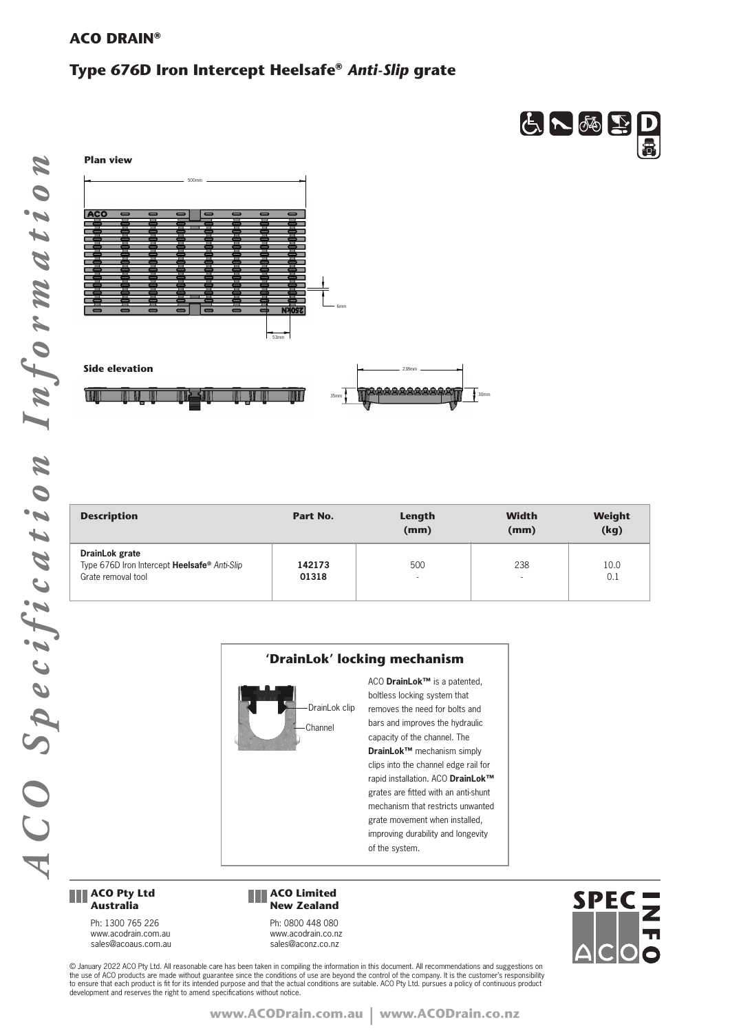**ACO DRAIN®**

## Type 676D Iron Intercept Heelsafe® *Anti-Slip* grate

D

### Plan view

500mm

ACO

250kN

6mm

53mm

### Side elevation

238mm

35mm

30mm

| Description | Part No. | Length (mm) | Width (mm) | Weight (kg) |
|---|---|---|---|---|
| **DrainLok grate** | | | | |
| Type 676D Iron Intercept **Heelsafe®** *Anti-Slip* | **142173** | 500 | 238 | 10.0 |
| Grate removal tool | **01318** | - | - | 0.1 |

### 'DrainLok' locking mechanism

DrainLok clip

Channel

ACO **DrainLok™** is a patented, boltless locking system that removes the need for bolts and bars and improves the hydraulic capacity of the channel. The **DrainLok™** mechanism simply clips into the channel edge rail for rapid installation. ACO **DrainLok™** grates are fitted with an anti-shunt mechanism that restricts unwanted grate movement when installed, improving durability and longevity of the system.

**ACO Pty Ltd Australia**

Ph: 1300 765 226
www.acodrain.com.au
sales@acoaus.com.au

**ACO Limited New Zealand**

Ph: 0800 448 080
www.acodrain.co.nz
sales@aconz.co.nz

© January 2022 ACO Pty Ltd. All reasonable care has been taken in compiling the information in this document. All recommendations and suggestions on the use of ACO products are made without guarantee since the conditions of use are beyond the control of the company. It is the customer's responsibility to ensure that each product is fit for its intended purpose and that the actual conditions are suitable. ACO Pty Ltd. pursues a policy of continuous product development and reserves the right to amend specifications without notice.

**www.ACODrain.com.au | www.ACODrain.co.nz**